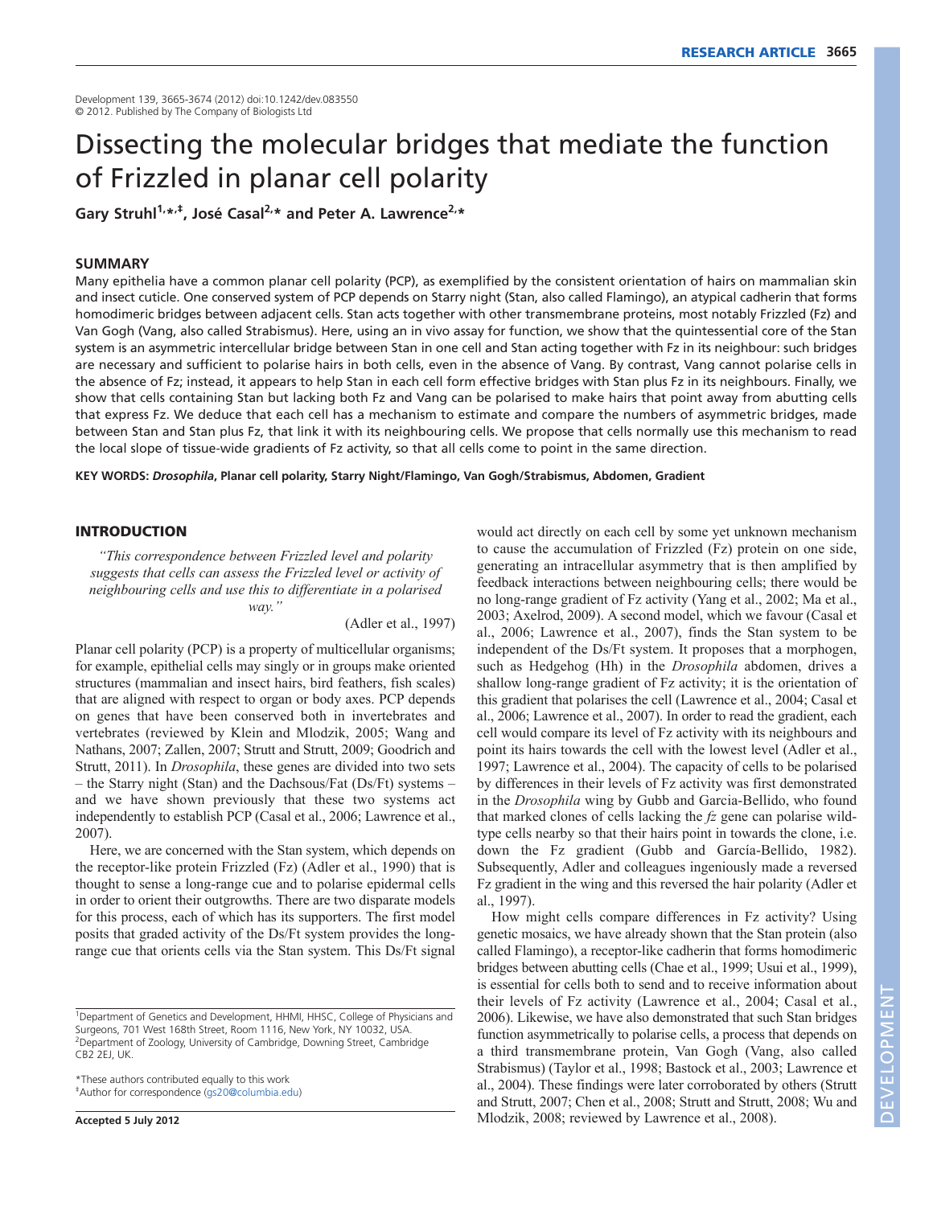Development 139, 3665-3674 (2012) doi:10.1242/dev.083550
© 2012. Published by The Company of Biologists Ltd

# Dissecting the molecular bridges that mediate the function of Frizzled in planar cell polarity

**Gary Struhl[1,*,‡], José Casal[2,*] and Peter A. Lawrence[2,*]**

## SUMMARY

Many epithelia have a common planar cell polarity (PCP), as exemplified by the consistent orientation of hairs on mammalian skin and insect cuticle. One conserved system of PCP depends on Starry night (Stan, also called Flamingo), an atypical cadherin that forms homodimeric bridges between adjacent cells. Stan acts together with other transmembrane proteins, most notably Frizzled (Fz) and Van Gogh (Vang, also called Strabismus). Here, using an in vivo assay for function, we show that the quintessential core of the Stan system is an asymmetric intercellular bridge between Stan in one cell and Stan acting together with Fz in its neighbour: such bridges are necessary and sufficient to polarise hairs in both cells, even in the absence of Vang. By contrast, Vang cannot polarise cells in the absence of Fz; instead, it appears to help Stan in each cell form effective bridges with Stan plus Fz in its neighbours. Finally, we show that cells containing Stan but lacking both Fz and Vang can be polarised to make hairs that point away from abutting cells that express Fz. We deduce that each cell has a mechanism to estimate and compare the numbers of asymmetric bridges, made between Stan and Stan plus Fz, that link it with its neighbouring cells. We propose that cells normally use this mechanism to read the local slope of tissue-wide gradients of Fz activity, so that all cells come to point in the same direction.

**KEY WORDS:** ***Drosophila*, Planar cell polarity, Starry Night/Flamingo, Van Gogh/Strabismus, Abdomen, Gradient**

## INTRODUCTION

*"This correspondence between Frizzled level and polarity suggests that cells can assess the Frizzled level or activity of neighbouring cells and use this to differentiate in a polarised way."*

(Adler et al., 1997)

Planar cell polarity (PCP) is a property of multicellular organisms; for example, epithelial cells may singly or in groups make oriented structures (mammalian and insect hairs, bird feathers, fish scales) that are aligned with respect to organ or body axes. PCP depends on genes that have been conserved both in invertebrates and vertebrates (reviewed by Klein and Mlodzik, 2005; Wang and Nathans, 2007; Zallen, 2007; Strutt and Strutt, 2009; Goodrich and Strutt, 2011). In *Drosophila*, these genes are divided into two sets – the Starry night (Stan) and the Dachsous/Fat (Ds/Ft) systems – and we have shown previously that these two systems act independently to establish PCP (Casal et al., 2006; Lawrence et al., 2007).

Here, we are concerned with the Stan system, which depends on the receptor-like protein Frizzled (Fz) (Adler et al., 1990) that is thought to sense a long-range cue and to polarise epidermal cells in order to orient their outgrowths. There are two disparate models for this process, each of which has its supporters. The first model posits that graded activity of the Ds/Ft system provides the long-range cue that orients cells via the Stan system. This Ds/Ft signal would act directly on each cell by some yet unknown mechanism to cause the accumulation of Frizzled (Fz) protein on one side, generating an intracellular asymmetry that is then amplified by feedback interactions between neighbouring cells; there would be no long-range gradient of Fz activity (Yang et al., 2002; Ma et al., 2003; Axelrod, 2009). A second model, which we favour (Casal et al., 2006; Lawrence et al., 2007), finds the Stan system to be independent of the Ds/Ft system. It proposes that a morphogen, such as Hedgehog (Hh) in the *Drosophila* abdomen, drives a shallow long-range gradient of Fz activity; it is the orientation of this gradient that polarises the cell (Lawrence et al., 2004; Casal et al., 2006; Lawrence et al., 2007). In order to read the gradient, each cell would compare its level of Fz activity with its neighbours and point its hairs towards the cell with the lowest level (Adler et al., 1997; Lawrence et al., 2004). The capacity of cells to be polarised by differences in their levels of Fz activity was first demonstrated in the *Drosophila* wing by Gubb and Garcia-Bellido, who found that marked clones of cells lacking the *fz* gene can polarise wild-type cells nearby so that their hairs point in towards the clone, i.e. down the Fz gradient (Gubb and García-Bellido, 1982). Subsequently, Adler and colleagues ingeniously made a reversed Fz gradient in the wing and this reversed the hair polarity (Adler et al., 1997).

How might cells compare differences in Fz activity? Using genetic mosaics, we have already shown that the Stan protein (also called Flamingo), a receptor-like cadherin that forms homodimeric bridges between abutting cells (Chae et al., 1999; Usui et al., 1999), is essential for cells both to send and to receive information about their levels of Fz activity (Lawrence et al., 2004; Casal et al., 2006). Likewise, we have also demonstrated that such Stan bridges function asymmetrically to polarise cells, a process that depends on a third transmembrane protein, Van Gogh (Vang, also called Strabismus) (Taylor et al., 1998; Bastock et al., 2003; Lawrence et al., 2004). These findings were later corroborated by others (Strutt and Strutt, 2007; Chen et al., 2008; Strutt and Strutt, 2008; Wu and Mlodzik, 2008; reviewed by Lawrence et al., 2008).

[1]Department of Genetics and Development, HHMI, HHSC, College of Physicians and Surgeons, 701 West 168th Street, Room 1116, New York, NY 10032, USA.
[2]Department of Zoology, University of Cambridge, Downing Street, Cambridge CB2 2EJ, UK.

*These authors contributed equally to this work
‡Author for correspondence (gs20@columbia.edu)

**Accepted 5 July 2012**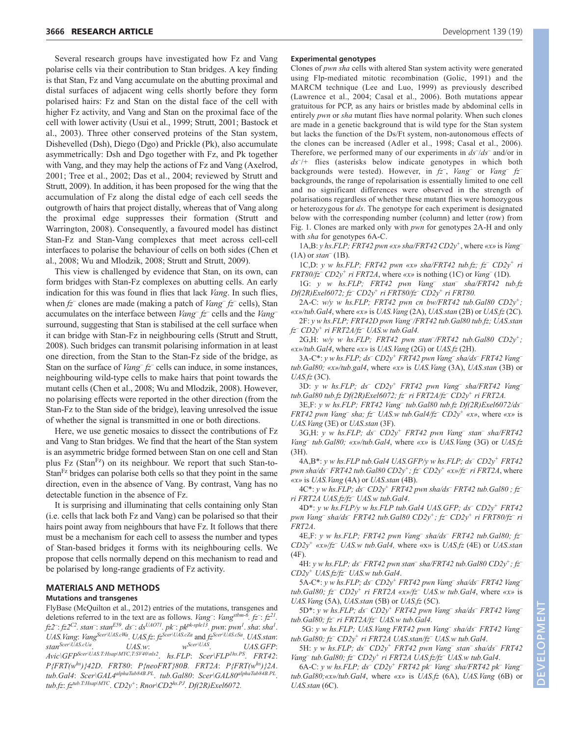Several research groups have investigated how Fz and Vang polarise cells via their contribution to Stan bridges. A key finding is that Stan, Fz and Vang accumulate on the abutting proximal and distal surfaces of adjacent wing cells shortly before they form polarised hairs: Fz and Stan on the distal face of the cell with higher Fz activity, and Vang and Stan on the proximal face of the cell with lower activity (Usui et al., 1999; Strutt, 2001; Bastock et al., 2003). Three other conserved proteins of the Stan system, Dishevelled (Dsh), Diego (Dgo) and Prickle (Pk), also accumulate asymmetrically: Dsh and Dgo together with Fz, and Pk together with Vang, and they may help the actions of Fz and Vang (Axelrod, 2001; Tree et al., 2002; Das et al., 2004; reviewed by Strutt and Strutt, 2009). In addition, it has been proposed for the wing that the accumulation of Fz along the distal edge of each cell seeds the outgrowth of hairs that project distally, whereas that of Vang along the proximal edge suppresses their formation (Strutt and Warrington, 2008). Consequently, a favoured model has distinct Stan-Fz and Stan-Vang complexes that meet across cell-cell interfaces to polarise the behaviour of cells on both sides (Chen et al., 2008; Wu and Mlodzik, 2008; Strutt and Strutt, 2009).

This view is challenged by evidence that Stan, on its own, can form bridges with Stan-Fz complexes on abutting cells. An early indication for this was found in flies that lack *Vang*. In such flies, when *fz*⁻ clones are made (making a patch of *Vang*⁻ *fz*⁻ cells), Stan accumulates on the interface between *Vang*⁻ *fz*⁻ cells and the *Vang*⁻ surround, suggesting that Stan is stabilised at the cell surface when it can bridge with Stan-Fz in neighbouring cells (Strutt and Strutt, 2008). Such bridges can transmit polarising information in at least one direction, from the Stan to the Stan-Fz side of the bridge, as Stan on the surface of *Vang*⁻ *fz*⁻ cells can induce, in some instances, neighbouring wild-type cells to make hairs that point towards the mutant cells (Chen et al., 2008; Wu and Mlodzik, 2008). However, no polarising effects were reported in the other direction (from the Stan-Fz to the Stan side of the bridge), leaving unresolved the issue of whether the signal is transmitted in one or both directions.

Here, we use genetic mosaics to dissect the contributions of Fz and Vang to Stan bridges. We find that the heart of the Stan system is an asymmetric bridge formed between Stan on one cell and Stan plus Fz (Stan$^{Fz}$) on its neighbour. We report that such Stan-to-Stan$^{Fz}$ bridges can polarise both cells so that they point in the same direction, even in the absence of Vang. By contrast, Vang has no detectable function in the absence of Fz.

It is surprising and illuminating that cells containing only Stan (i.e. cells that lack both Fz and Vang) can be polarised so that their hairs point away from neighbours that have Fz. It follows that there must be a mechanism for each cell to assess the number and types of Stan-based bridges it forms with its neighbouring cells. We propose that cells normally depend on this mechanism to read and be polarised by long-range gradients of Fz activity.

## MATERIALS AND METHODS

### Mutations and transgenes

FlyBase (McQuilton et al., 2012) entries of the mutations, transgenes and deletions referred to in the text are as follows. *Vang*⁻: *Vang$^{stbm-6}$*. *fz*⁻: *fz$^{21}$*. *fz2*⁻: *fz2$^{C2}$*. *stan*⁻: *stan$^{E59}$*. *ds*⁻: *ds$^{UAO71}$*. *pk*⁻: *pk$^{pk-sple13}$*. *pwn*: *pwn$^1$*. *sha*: *sha$^1$*. *UAS.Vang*: *Vang$^{Scer\UAS.cWa}$*. *UAS.fz*: *fz$^{Scer\UAS.cZa}$* and *fz$^{Scer\UAS.cSa}$*. *UAS.stan*: *stan$^{Scer\UAS.cUa}$*. *UAS.w*: *w$^{Scer\UAS}$*. *UAS.GFP*: *Avic\GFP$^{Scer\UAS.T:Hsap\MYC,T:SV40\nls2}$*. *hs.FLP*: *Scer\FLP$^{1hs.PS}$*. *FRT42*: *P{FRT(w$^{hs}$)}42D*. *FRT80*: *P{neoFRT}80B*. *FRT2A*: *P{FRT(w$^{hs}$)}2A*. *tub.Gal4*: *Scer\GAL4$^{alphaTub84B.PL}$*. *tub.Gal80*: *Scer\GAL80$^{alphaTub84B.PL}$*. *tub.fz*: *fz$^{tub.T:Hsap\MYC}$*. *CD2y*⁺: *Rnor\CD2$^{hs.PJ}$*. *Df(2R)Exel6072*.

### Experimental genotypes

Clones of *pwn sha* cells with altered Stan system activity were generated using Flp-mediated mitotic recombination (Golic, 1991) and the MARCM technique (Lee and Luo, 1999) as previously described (Lawrence et al., 2004; Casal et al., 2006). Both mutations appear gratuitous for PCP, as any hairs or bristles made by abdominal cells in entirely *pwn* or *sha* mutant flies have normal polarity. When such clones are made in a genetic background that is wild type for the Stan system but lacks the function of the Ds/Ft system, non-autonomous effects of the clones can be increased (Adler et al., 1998; Casal et al., 2006). Therefore, we performed many of our experiments in *ds*⁻/*ds*⁻ and/or in *ds*⁻/+ flies (asterisks below indicate genotypes in which both backgrounds were tested). However, in *fz*⁻, *Vang*⁻ or *Vang*⁻ *fz*⁻ backgrounds, the range of repolarisation is essentially limited to one cell and no significant differences were observed in the strength of polarisations regardless of whether these mutant flies were homozygous or heterozygous for *ds*. The genotype for each experiment is designated below with the corresponding number (column) and letter (row) from Fig. 1. Clones are marked only with *pwn* for genotypes 2A-H and only with *sha* for genotypes 6A-C.

1A,B: *y hs.FLP; FRT42 pwn «x» sha/FRT42 CD2y*⁺, where *«x»* is *Vang*⁻ (1A) or *stan*⁻ (1B).

1C,D: *y w hs.FLP; FRT42 pwn «x» sha/FRT42 tub.fz; fz*⁻ *CD2y*⁺ *ri FRT80/fz*⁻ *CD2y*⁺ *ri FRT2A*, where *«x»* is nothing (1C) or *Vang*⁻ (1D).

1G: *y w hs.FLP; FRT42 pwn Vang*⁻ *stan*⁻ *sha/FRT42 tub.fz Df(2R)Exel6072; fz*⁻ *CD2y*⁺ *ri FRT80/fz*⁻ *CD2y*⁺ *ri FRT80.*

2A-C: *w/y w hs.FLP; FRT42 pwn cn bw/FRT42 tub.Gal80 CD2y*⁺*; «x»/tub.Gal4*, where *«x»* is *UAS.Vang* (2A), *UAS.stan* (2B) or *UAS.fz* (2C).

2F: *y w hs.FLP; FRT42D pwn Vang*⁻*/FRT42 tub.Gal80 tub.fz; UAS.stan fz*⁻ *CD2y*⁺ *ri FRT2A/fz*⁻ *UAS.w tub.Gal4.*

2G,H: *w/y w hs.FLP; FRT42 pwn stan*⁻*/FRT42 tub.Gal80 CD2y*⁺*; «x»/tub.Gal4*, where *«x»* is *UAS.Vang* (2G) or *UAS.fz* (2H).

3A-C*: *y w hs.FLP; ds*⁻ *CD2y*⁺ *FRT42 pwn Vang*⁻ *sha/ds*⁻ *FRT42 Vang*⁻ *tub.Gal80; «x»/tub.gal4*, where *«x»* is *UAS.Vang* (3A), *UAS.stan* (3B) or *UAS.fz* (3C).

3D: *y w hs.FLP; ds*⁻ *CD2y*⁺ *FRT42 pwn Vang*⁻ *sha/ds*⁻ *FRT42 Vang*⁻ *tub.Gal80 tub.fz Df(2R)Exel6072; fz*⁻ *ri FRT2A/fz*⁻ *CD2y*⁺ *ri FRT2A.*

3E,F: *y w hs.FLP; FRT42 Vang*⁻ *tub.Gal80 tub.fz Df(2R)Exel6072/ds*⁻ *FRT42 pwn Vang*⁻ *sha; fz*⁻ *UAS.w tub.Gal4/fz*⁻ *CD2y*⁺ *«x»*, where *«x»* is *UAS.Vang* (3E) or *UAS.stan* (3F).

3G,H: *y w hs.FLP; ds*⁻ *CD2y*⁺ *FRT42 pwn Vang*⁻ *stan*⁻ *sha/FRT42 Vang*⁻ *tub.Gal80; «x»/tub.Gal4*, where *«x»* is *UAS.Vang* (3G) or *UAS.fz* (3H).

4A,B*: *y w hs.FLP tub.Gal4 UAS.GFP/y w hs.FLP; ds*⁻ *CD2y*⁺ *FRT42 pwn sha/ds*⁻ *FRT42 tub.Gal80 CD2y*⁺*; fz*⁻ *CD2y*⁺ *«x»/fz*⁻ *ri FRT2A*, where *«x»* is *UAS.Vang* (4A) or *UAS.stan* (4B).

4C*: *y w hs.FLP; ds*⁻ *CD2y*⁺ *FRT42 pwn sha/ds*⁻ *FRT42 tub.Gal80 ; fz*⁻ *ri FRT2A UAS.fz/fz*⁻ *UAS.w tub.Gal4*.

4D*: *y w hs.FLP/y w hs.FLP tub.Gal4 UAS.GFP; ds*⁻ *CD2y*⁺ *FRT42 pwn Vang*⁻ *sha/ds*⁻ *FRT42 tub.Gal80 CD2y*⁺*; fz*⁻ *CD2y*⁺ *ri FRT80/fz*⁻ *ri FRT2A*.

4E,F: *y w hs.FLP; FRT42 pwn Vang*⁻ *sha/ds*⁻ *FRT42 tub.Gal80; fz*⁻ *CD2y*⁺ *«x»/fz*⁻ *UAS.w tub.Gal4,* where «x» is *UAS.fz* (4E) or *UAS.stan* (4F).

4H: *y w hs.FLP; ds*⁻ *FRT42 pwn stan*⁻ *sha/FRT42 tub.Gal80 CD2y*⁺*; fz*⁻ *CD2y*⁺ *UAS.fz/fz*⁻ *UAS.w tub.Gal4*.

5A-C*: *y w hs.FLP; ds*⁻ *CD2y*⁺ *FRT42 pwn Vang*⁻ *sha/ds*⁻ *FRT42 Vang*⁻ *tub.Gal80; fz*⁻ *CD2y*⁺ *ri FRT2A «x»/fz*⁻ *UAS.w tub.Gal4*, where *«x»* is *UAS.Vang* (5A), *UAS.stan* (5B) or *UAS.fz* (5C).

5D*: *y w hs.FLP; ds*⁻ *CD2y*⁺ *FRT42 pwn Vang*⁻ *sha/ds*⁻ *FRT42 Vang*⁻ *tub.Gal80; fz*⁻ *ri FRT2A/fz*⁻ *UAS.w tub.Gal4*.

5G: *y w hs.FLP; UAS.Vang FRT42 pwn Vang*⁻ *sha/ds*⁻ *FRT42 Vang*⁻ *tub.Gal80; fz*⁻ *CD2y*⁺ *ri FRT2A UAS.stan/fz*⁻ *UAS.w tub.Gal4*.

5H: *y w hs.FLP; ds*⁻ *CD2y*⁺ *FRT42 pwn Vang*⁻ *stan*⁻ *sha/ds*⁻ *FRT42 Vang*⁻ *tub.Gal80; fz*⁻ *CD2y*⁺ *ri FRT2A UAS.fz/fz*⁻ *UAS.w tub.Gal4*.

6A-C: *y w hs.FLP; ds*⁻ *CD2y*⁺ *FRT42 pk*⁻ *Vang*⁻ *sha/FRT42 pk*⁻ *Vang*⁻ *tub.Gal80;«x»/tub.Gal4*, where *«x»* is *UAS.fz* (6A), *UAS.Vang* (6B) or *UAS.stan* (6C).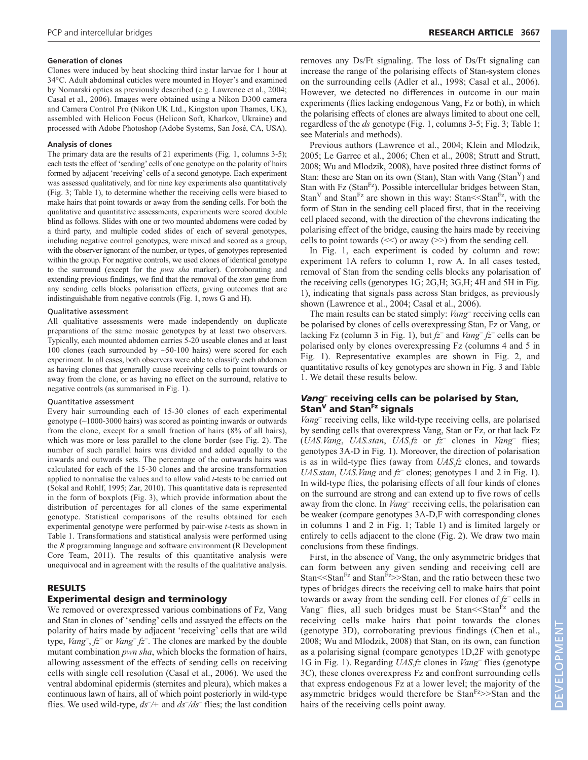#### Generation of clones

Clones were induced by heat shocking third instar larvae for 1 hour at 34°C. Adult abdominal cuticles were mounted in Hoyer's and examined by Nomarski optics as previously described (e.g. Lawrence et al., 2004; Casal et al., 2006). Images were obtained using a Nikon D300 camera and Camera Control Pro (Nikon UK Ltd., Kingston upon Thames, UK), assembled with Helicon Focus (Helicon Soft, Kharkov, Ukraine) and processed with Adobe Photoshop (Adobe Systems, San José, CA, USA).

#### Analysis of clones

The primary data are the results of 21 experiments (Fig. 1, columns 3-5); each tests the effect of 'sending' cells of one genotype on the polarity of hairs formed by adjacent 'receiving' cells of a second genotype. Each experiment was assessed qualitatively, and for nine key experiments also quantitatively (Fig. 3; Table 1), to determine whether the receiving cells were biased to make hairs that point towards or away from the sending cells. For both the qualitative and quantitative assessments, experiments were scored double blind as follows. Slides with one or two mounted abdomens were coded by a third party, and multiple coded slides of each of several genotypes, including negative control genotypes, were mixed and scored as a group, with the observer ignorant of the number, or types, of genotypes represented within the group. For negative controls, we used clones of identical genotype to the surround (except for the *pwn sha* marker). Corroborating and extending previous findings, we find that the removal of the *stan* gene from any sending cells blocks polarisation effects, giving outcomes that are indistinguishable from negative controls (Fig. 1, rows G and H).

##### Qualitative assessment

All qualitative assessments were made independently on duplicate preparations of the same mosaic genotypes by at least two observers. Typically, each mounted abdomen carries 5-20 useable clones and at least 100 clones (each surrounded by ~50-100 hairs) were scored for each experiment. In all cases, both observers were able to classify each abdomen as having clones that generally cause receiving cells to point towards or away from the clone, or as having no effect on the surround, relative to negative controls (as summarised in Fig. 1).

##### Quantitative assessment

Every hair surrounding each of 15-30 clones of each experimental genotype (~1000-3000 hairs) was scored as pointing inwards or outwards from the clone, except for a small fraction of hairs (8% of all hairs), which was more or less parallel to the clone border (see Fig. 2). The number of such parallel hairs was divided and added equally to the inwards and outwards sets. The percentage of the outwards hairs was calculated for each of the 15-30 clones and the arcsine transformation applied to normalise the values and to allow valid *t*-tests to be carried out (Sokal and Rohlf, 1995; Zar, 2010). This quantitative data is represented in the form of boxplots (Fig. 3), which provide information about the distribution of percentages for all clones of the same experimental genotype. Statistical comparisons of the results obtained for each experimental genotype were performed by pair-wise *t*-tests as shown in Table 1. Transformations and statistical analysis were performed using the *R* programming language and software environment (R Development Core Team, 2011). The results of this quantitative analysis were unequivocal and in agreement with the results of the qualitative analysis.

## RESULTS

### Experimental design and terminology

We removed or overexpressed various combinations of Fz, Vang and Stan in clones of 'sending' cells and assayed the effects on the polarity of hairs made by adjacent 'receiving' cells that are wild type, *Vang*$^-$, *fz*$^-$ or *Vang*$^-$ *fz*$^-$. The clones are marked by the double mutant combination *pwn sha*, which blocks the formation of hairs, allowing assessment of the effects of sending cells on receiving cells with single cell resolution (Casal et al., 2006). We used the ventral abdominal epidermis (sternites and pleura), which makes a continuous lawn of hairs, all of which point posteriorly in wild-type flies. We used wild-type, *ds*$^-$/+ and *ds*$^-$/*ds*$^-$ flies; the last condition removes any Ds/Ft signaling. The loss of Ds/Ft signaling can increase the range of the polarising effects of Stan-system clones on the surrounding cells (Adler et al., 1998; Casal et al., 2006). However, we detected no differences in outcome in our main experiments (flies lacking endogenous Vang, Fz or both), in which the polarising effects of clones are always limited to about one cell, regardless of the *ds* genotype (Fig. 1, columns 3-5; Fig. 3; Table 1; see Materials and methods).

Previous authors (Lawrence et al., 2004; Klein and Mlodzik, 2005; Le Garrec et al., 2006; Chen et al., 2008; Strutt and Strutt, 2008; Wu and Mlodzik, 2008), have posited three distinct forms of Stan: these are Stan on its own (Stan), Stan with Vang (Stan$^{V}$) and Stan with Fz (Stan$^{Fz}$). Possible intercellular bridges between Stan, Stan$^{V}$ and Stan$^{Fz}$ are shown in this way: Stan<<Stan$^{Fz}$, with the form of Stan in the sending cell placed first, that in the receiving cell placed second, with the direction of the chevrons indicating the polarising effect of the bridge, causing the hairs made by receiving cells to point towards (<<) or away (>>) from the sending cell.

In Fig. 1, each experiment is coded by column and row: experiment 1A refers to column 1, row A. In all cases tested, removal of Stan from the sending cells blocks any polarisation of the receiving cells (genotypes 1G; 2G,H; 3G,H; 4H and 5H in Fig. 1), indicating that signals pass across Stan bridges, as previously shown (Lawrence et al., 2004; Casal et al., 2006).

The main results can be stated simply: *Vang*$^-$ receiving cells can be polarised by clones of cells overexpressing Stan, Fz or Vang, or lacking Fz (column 3 in Fig. 1), but *fz*$^-$ and *Vang*$^-$ *fz*$^-$ cells can be polarised only by clones overexpressing Fz (columns 4 and 5 in Fig. 1). Representative examples are shown in Fig. 2, and quantitative results of key genotypes are shown in Fig. 3 and Table 1. We detail these results below.

### *Vang*$^-$ receiving cells can be polarised by Stan, Stan$^{V}$ and Stan$^{Fz}$ signals

*Vang*$^-$ receiving cells, like wild-type receiving cells, are polarised by sending cells that overexpress Vang, Stan or Fz, or that lack Fz (*UAS.Vang*, *UAS.stan*, *UAS.fz* or *fz*$^-$ clones in *Vang*$^-$ flies; genotypes 3A-D in Fig. 1). Moreover, the direction of polarisation is as in wild-type flies (away from *UAS.fz* clones, and towards *UAS.stan*, *UAS.Vang* and *fz*$^-$ clones; genotypes 1 and 2 in Fig. 1). In wild-type flies, the polarising effects of all four kinds of clones on the surround are strong and can extend up to five rows of cells away from the clone. In *Vang*$^-$ receiving cells, the polarisation can be weaker (compare genotypes 3A-D,F with corresponding clones in columns 1 and 2 in Fig. 1; Table 1) and is limited largely or entirely to cells adjacent to the clone (Fig. 2). We draw two main conclusions from these findings.

First, in the absence of Vang, the only asymmetric bridges that can form between any given sending and receiving cell are Stan<<Stan$^{Fz}$ and Stan$^{Fz}$>>Stan, and the ratio between these two types of bridges directs the receiving cell to make hairs that point towards or away from the sending cell. For clones of *fz*$^-$ cells in Vang$^-$ flies, all such bridges must be Stan<<Stan$^{Fz}$ and the receiving cells make hairs that point towards the clones (genotype 3D), corroborating previous findings (Chen et al., 2008; Wu and Mlodzik, 2008) that Stan, on its own, can function as a polarising signal (compare genotypes 1D,2F with genotype 1G in Fig. 1). Regarding *UAS.fz* clones in *Vang*$^-$ flies (genotype 3C), these clones overexpress Fz and confront surrounding cells that express endogenous Fz at a lower level; the majority of the asymmetric bridges would therefore be Stan$^{Fz}$>>Stan and the hairs of the receiving cells point away.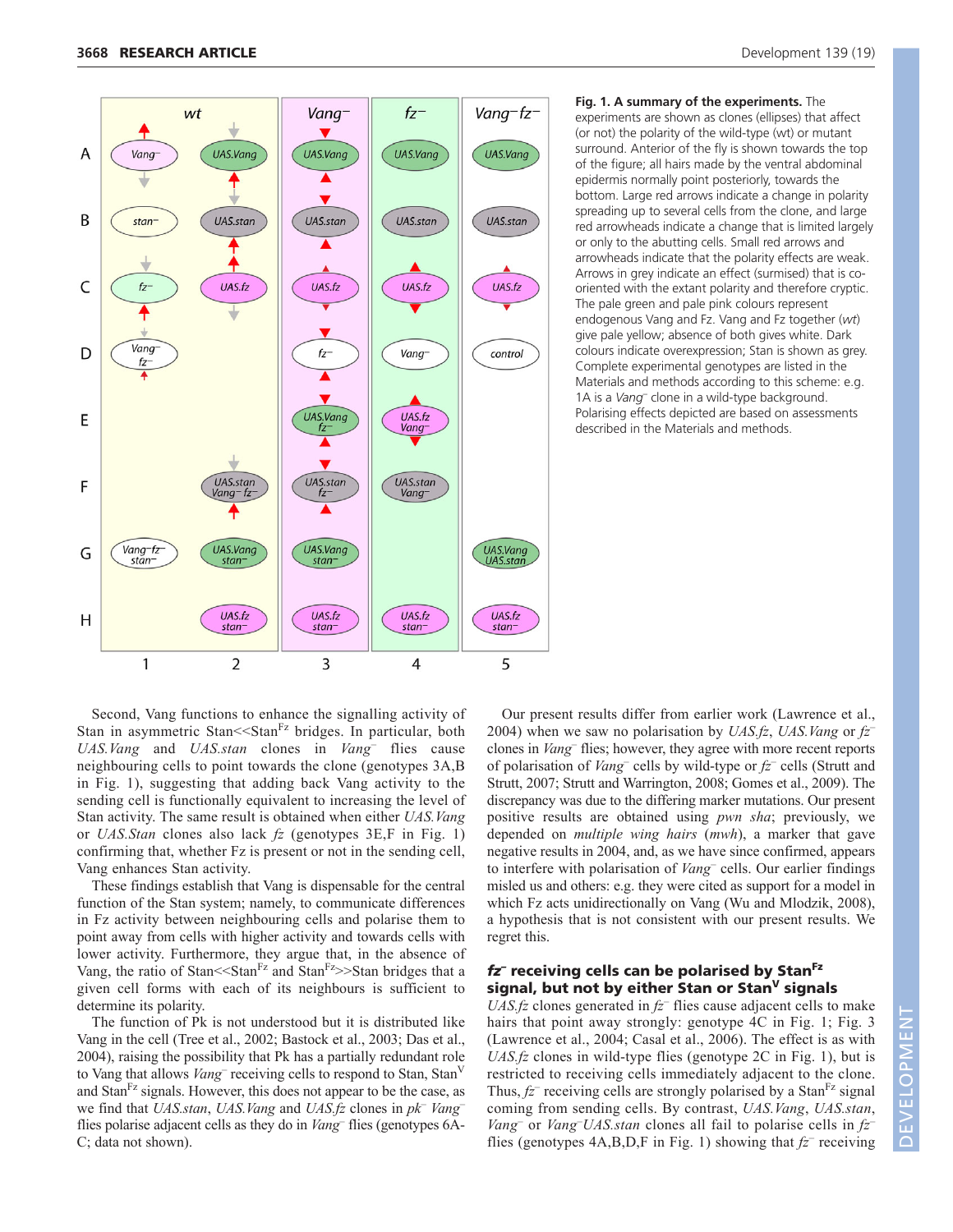**Fig. 1. A summary of the experiments.** The experiments are shown as clones (ellipses) that affect (or not) the polarity of the wild-type (wt) or mutant surround. Anterior of the fly is shown towards the top of the figure; all hairs made by the ventral abdominal epidermis normally point posteriorly, towards the bottom. Large red arrows indicate a change in polarity spreading up to several cells from the clone, and large red arrowheads indicate a change that is limited largely or only to the abutting cells. Small red arrows and arrowheads indicate that the polarity effects are weak. Arrows in grey indicate an effect (surmised) that is co-oriented with the extant polarity and therefore cryptic. The pale green and pale pink colours represent endogenous Vang and Fz. Vang and Fz together (*wt*) give pale yellow; absence of both gives white. Dark colours indicate overexpression; Stan is shown as grey. Complete experimental genotypes are listed in the Materials and methods according to this scheme: e.g. 1A is a *Vang*[–] clone in a wild-type background. Polarising effects depicted are based on assessments described in the Materials and methods.

Second, Vang functions to enhance the signalling activity of Stan in asymmetric Stan<<Stan[Fz] bridges. In particular, both *UAS.Vang* and *UAS.stan* clones in *Vang*[–] flies cause neighbouring cells to point towards the clone (genotypes 3A,B in Fig. 1), suggesting that adding back Vang activity to the sending cell is functionally equivalent to increasing the level of Stan activity. The same result is obtained when either *UAS.Vang* or *UAS.Stan* clones also lack *fz* (genotypes 3E,F in Fig. 1) confirming that, whether Fz is present or not in the sending cell, Vang enhances Stan activity.

These findings establish that Vang is dispensable for the central function of the Stan system; namely, to communicate differences in Fz activity between neighbouring cells and polarise them to point away from cells with higher activity and towards cells with lower activity. Furthermore, they argue that, in the absence of Vang, the ratio of Stan<<Stan[Fz] and Stan[Fz]>>Stan bridges that a given cell forms with each of its neighbours is sufficient to determine its polarity.

The function of Pk is not understood but it is distributed like Vang in the cell (Tree et al., 2002; Bastock et al., 2003; Das et al., 2004), raising the possibility that Pk has a partially redundant role to Vang that allows *Vang*[–] receiving cells to respond to Stan, Stan[V] and Stan[Fz] signals. However, this does not appear to be the case, as we find that *UAS.stan*, *UAS.Vang* and *UAS.fz* clones in *pk*[–] *Vang*[–] flies polarise adjacent cells as they do in *Vang*[–] flies (genotypes 6A-C; data not shown).

Our present results differ from earlier work (Lawrence et al., 2004) when we saw no polarisation by *UAS.fz*, *UAS.Vang* or *fz*[–] clones in *Vang*[–] flies; however, they agree with more recent reports of polarisation of *Vang*[–] cells by wild-type or *fz*[–] cells (Strutt and Strutt, 2007; Strutt and Warrington, 2008; Gomes et al., 2009). The discrepancy was due to the differing marker mutations. Our present positive results are obtained using *pwn sha*; previously, we depended on *multiple wing hairs* (*mwh*), a marker that gave negative results in 2004, and, as we have since confirmed, appears to interfere with polarisation of *Vang*[–] cells. Our earlier findings misled us and others: e.g. they were cited as support for a model in which Fz acts unidirectionally on Vang (Wu and Mlodzik, 2008), a hypothesis that is not consistent with our present results. We regret this.

### *fz*[–] receiving cells can be polarised by Stan[Fz] signal, but not by either Stan or Stan[V] signals

*UAS.fz* clones generated in *fz*[–] flies cause adjacent cells to make hairs that point away strongly: genotype 4C in Fig. 1; Fig. 3 (Lawrence et al., 2004; Casal et al., 2006). The effect is as with *UAS.fz* clones in wild-type flies (genotype 2C in Fig. 1), but is restricted to receiving cells immediately adjacent to the clone. Thus, *fz*[–] receiving cells are strongly polarised by a Stan[Fz] signal coming from sending cells. By contrast, *UAS.Vang*, *UAS.stan*, *Vang*[–] or *Vang*[–]*UAS.stan* clones all fail to polarise cells in *fz*[–] flies (genotypes 4A,B,D,F in Fig. 1) showing that *fz*[–] receiving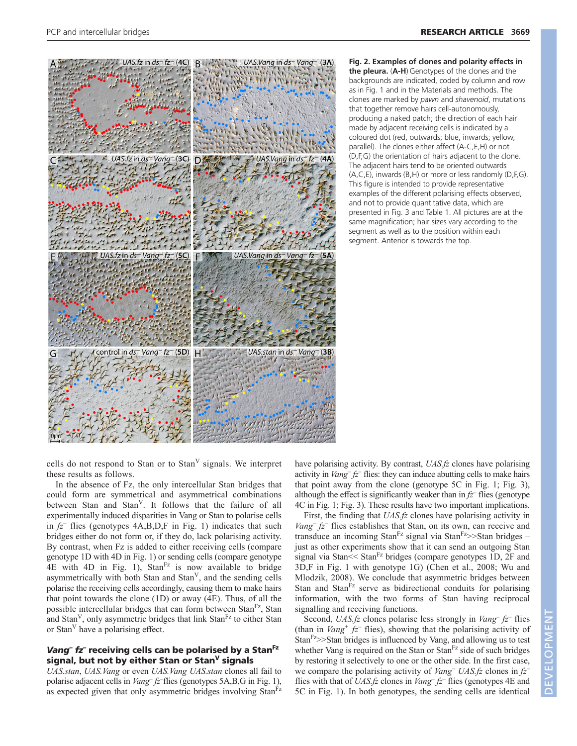**Fig. 2. Examples of clones and polarity effects in the pleura.** (**A-H**) Genotypes of the clones and the backgrounds are indicated, coded by column and row as in Fig. 1 and in the Materials and methods. The clones are marked by *pawn* and *shavenoid*, mutations that together remove hairs cell-autonomously, producing a naked patch; the direction of each hair made by adjacent receiving cells is indicated by a coloured dot (red, outwards; blue, inwards; yellow, parallel). The clones either affect (A-C,E,H) or not (D,F,G) the orientation of hairs adjacent to the clone. The adjacent hairs tend to be oriented outwards (A,C,E), inwards (B,H) or more or less randomly (D,F,G). This figure is intended to provide representative examples of the different polarising effects observed, and not to provide quantitative data, which are presented in Fig. 3 and Table 1. All pictures are at the same magnification; hair sizes vary according to the segment as well as to the position within each segment. Anterior is towards the top.

cells do not respond to Stan or to Stan$^V$ signals. We interpret these results as follows.

In the absence of Fz, the only intercellular Stan bridges that could form are symmetrical and asymmetrical combinations between Stan and Stan$^V$. It follows that the failure of all experimentally induced disparities in Vang or Stan to polarise cells in *fz*⁻ flies (genotypes 4A,B,D,F in Fig. 1) indicates that such bridges either do not form or, if they do, lack polarising activity. By contrast, when Fz is added to either receiving cells (compare genotype 1D with 4D in Fig. 1) or sending cells (compare genotype 4E with 4D in Fig. 1), Stan$^{Fz}$ is now available to bridge asymmetrically with both Stan and Stan$^V$, and the sending cells polarise the receiving cells accordingly, causing them to make hairs that point towards the clone (1D) or away (4E). Thus, of all the possible intercellular bridges that can form between Stan$^{Fz}$, Stan and Stan$^V$, only asymmetric bridges that link Stan$^{Fz}$ to either Stan or Stan$^V$ have a polarising effect.

### *Vang⁻ fz⁻* receiving cells can be polarised by a Stan$^{Fz}$ signal, but not by either Stan or Stan$^V$ signals

*UAS.stan*, *UAS.Vang* or even *UAS.Vang UAS.stan* clones all fail to polarise adjacent cells in *Vang⁻ fz⁻* flies (genotypes 5A,B,G in Fig. 1), as expected given that only asymmetric bridges involving Stan$^{Fz}$ have polarising activity. By contrast, *UAS.fz* clones have polarising activity in *Vang⁻ fz⁻* flies: they can induce abutting cells to make hairs that point away from the clone (genotype 5C in Fig. 1; Fig. 3), although the effect is significantly weaker than in *fz⁻* flies (genotype 4C in Fig. 1; Fig. 3). These results have two important implications.

First, the finding that *UAS.fz* clones have polarising activity in *Vang⁻ fz⁻* flies establishes that Stan, on its own, can receive and transduce an incoming Stan$^{Fz}$ signal via Stan$^{Fz}$>>Stan bridges – just as other experiments show that it can send an outgoing Stan signal via Stan<< Stan$^{Fz}$ bridges (compare genotypes 1D, 2F and 3D,F in Fig. 1 with genotype 1G) (Chen et al., 2008; Wu and Mlodzik, 2008). We conclude that asymmetric bridges between Stan and Stan$^{Fz}$ serve as bidirectional conduits for polarising information, with the two forms of Stan having reciprocal signalling and receiving functions.

Second, *UAS.fz* clones polarise less strongly in *Vang⁻ fz⁻* flies (than in *Vang⁺ fz⁻* flies), showing that the polarising activity of Stan$^{Fz}$>>Stan bridges is influenced by Vang, and allowing us to test whether Vang is required on the Stan or Stan$^{Fz}$ side of such bridges by restoring it selectively to one or the other side. In the first case, we compare the polarising activity of *Vang⁻ UAS.fz* clones in *fz⁻* flies with that of *UAS.fz* clones in *Vang⁻ fz⁻* flies (genotypes 4E and 5C in Fig. 1). In both genotypes, the sending cells are identical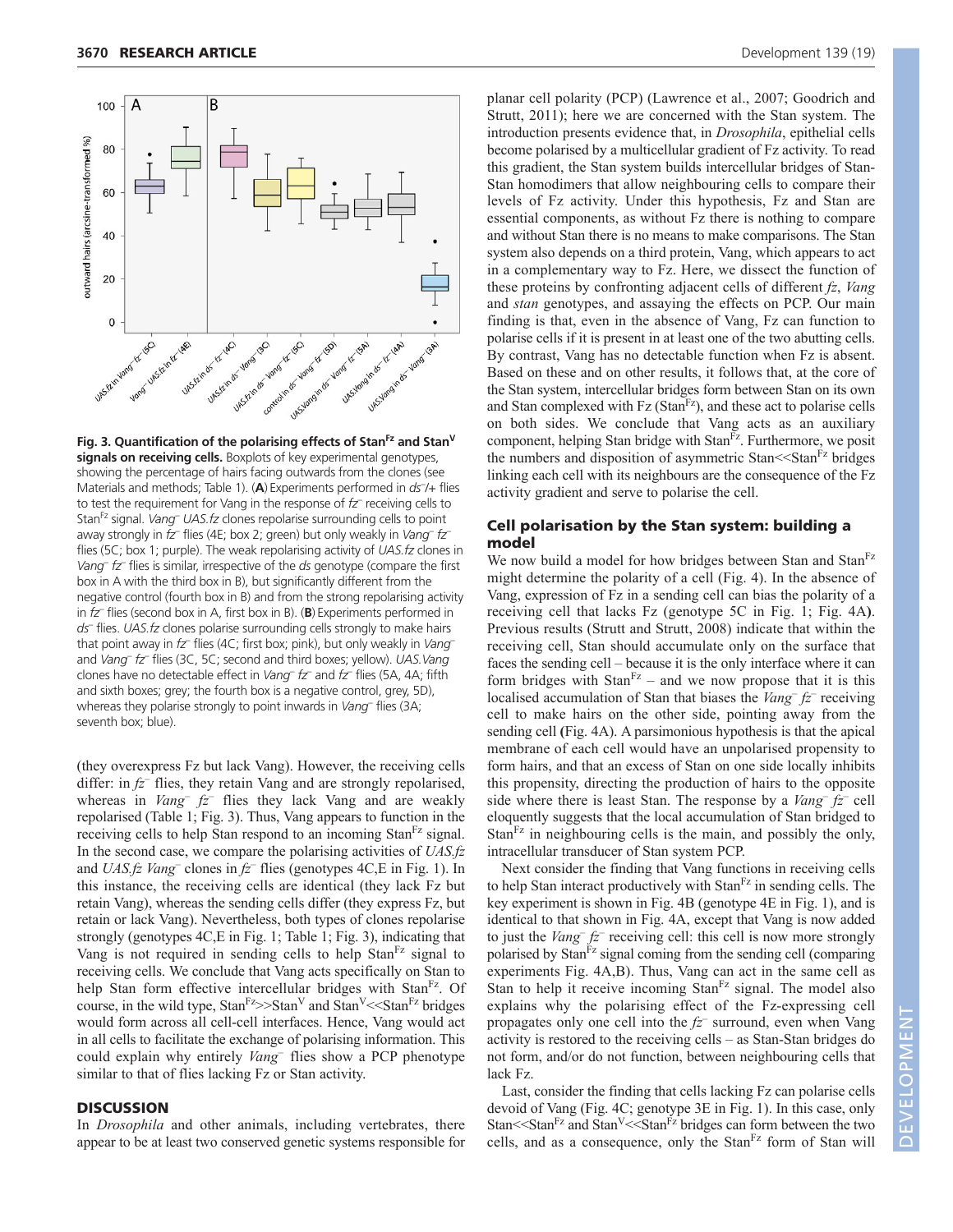**Fig. 3. Quantification of the polarising effects of Stan$^{Fz}$ and Stan$^{V}$ signals on receiving cells.** Boxplots of key experimental genotypes, showing the percentage of hairs facing outwards from the clones (see Materials and methods; Table 1). (**A**) Experiments performed in *ds*$^{-}$/+ flies to test the requirement for Vang in the response of *fz*$^{-}$ receiving cells to Stan$^{Fz}$ signal. *Vang*$^{-}$ *UAS.fz* clones repolarise surrounding cells to point away strongly in *fz*$^{-}$ flies (4E; box 2; green) but only weakly in *Vang*$^{-}$ *fz*$^{-}$ flies (5C; box 1; purple). The weak repolarising activity of *UAS.fz* clones in *Vang*$^{-}$ *fz*$^{-}$ flies is similar, irrespective of the *ds* genotype (compare the first box in A with the third box in B), but significantly different from the negative control (fourth box in B) and from the strong repolarising activity in *fz*$^{-}$ flies (second box in A, first box in B). (**B**) Experiments performed in *ds*$^{-}$ flies. *UAS.fz* clones polarise surrounding cells strongly to make hairs that point away in *fz*$^{-}$ flies (4C; first box; pink), but only weakly in *Vang*$^{-}$ and *Vang*$^{-}$ *fz*$^{-}$ flies (3C, 5C; second and third boxes; yellow). *UAS.Vang* clones have no detectable effect in *Vang*$^{-}$ *fz*$^{-}$ and *fz*$^{-}$ flies (5A, 4A; fifth and sixth boxes; grey; the fourth box is a negative control, grey, 5D), whereas they polarise strongly to point inwards in *Vang*$^{-}$ flies (3A; seventh box; blue).

(they overexpress Fz but lack Vang). However, the receiving cells differ: in *fz*$^{-}$ flies, they retain Vang and are strongly repolarised, whereas in *Vang*$^{-}$ *fz*$^{-}$ flies they lack Vang and are weakly repolarised (Table 1; Fig. 3). Thus, Vang appears to function in the receiving cells to help Stan respond to an incoming Stan$^{Fz}$ signal. In the second case, we compare the polarising activities of *UAS.fz* and *UAS.fz Vang*$^{-}$ clones in *fz*$^{-}$ flies (genotypes 4C,E in Fig. 1). In this instance, the receiving cells are identical (they lack Fz but retain Vang), whereas the sending cells differ (they express Fz, but retain or lack Vang). Nevertheless, both types of clones repolarise strongly (genotypes 4C,E in Fig. 1; Table 1; Fig. 3), indicating that Vang is not required in sending cells to help Stan$^{Fz}$ signal to receiving cells. We conclude that Vang acts specifically on Stan to help Stan form effective intercellular bridges with Stan$^{Fz}$. Of course, in the wild type, Stan$^{Fz}$>>Stan$^{V}$ and Stan$^{V}$<<Stan$^{Fz}$ bridges would form across all cell-cell interfaces. Hence, Vang would act in all cells to facilitate the exchange of polarising information. This could explain why entirely *Vang*$^{-}$ flies show a PCP phenotype similar to that of flies lacking Fz or Stan activity.

## DISCUSSION

In *Drosophila* and other animals, including vertebrates, there appear to be at least two conserved genetic systems responsible for planar cell polarity (PCP) (Lawrence et al., 2007; Goodrich and Strutt, 2011); here we are concerned with the Stan system. The introduction presents evidence that, in *Drosophila*, epithelial cells become polarised by a multicellular gradient of Fz activity. To read this gradient, the Stan system builds intercellular bridges of Stan-Stan homodimers that allow neighbouring cells to compare their levels of Fz activity. Under this hypothesis, Fz and Stan are essential components, as without Fz there is nothing to compare and without Stan there is no means to make comparisons. The Stan system also depends on a third protein, Vang, which appears to act in a complementary way to Fz. Here, we dissect the function of these proteins by confronting adjacent cells of different *fz*, *Vang* and *stan* genotypes, and assaying the effects on PCP. Our main finding is that, even in the absence of Vang, Fz can function to polarise cells if it is present in at least one of the two abutting cells. By contrast, Vang has no detectable function when Fz is absent. Based on these and on other results, it follows that, at the core of the Stan system, intercellular bridges form between Stan on its own and Stan complexed with Fz (Stan$^{Fz}$), and these act to polarise cells on both sides. We conclude that Vang acts as an auxiliary component, helping Stan bridge with Stan$^{Fz}$. Furthermore, we posit the numbers and disposition of asymmetric Stan<<Stan$^{Fz}$ bridges linking each cell with its neighbours are the consequence of the Fz activity gradient and serve to polarise the cell.

### Cell polarisation by the Stan system: building a model

We now build a model for how bridges between Stan and Stan$^{Fz}$ might determine the polarity of a cell (Fig. 4). In the absence of Vang, expression of Fz in a sending cell can bias the polarity of a receiving cell that lacks Fz (genotype 5C in Fig. 1; Fig. 4A**)**. Previous results (Strutt and Strutt, 2008) indicate that within the receiving cell, Stan should accumulate only on the surface that faces the sending cell – because it is the only interface where it can form bridges with Stan$^{Fz}$ – and we now propose that it is this localised accumulation of Stan that biases the *Vang*$^{-}$ *fz*$^{-}$ receiving cell to make hairs on the other side, pointing away from the sending cell **(**Fig. 4A). A parsimonious hypothesis is that the apical membrane of each cell would have an unpolarised propensity to form hairs, and that an excess of Stan on one side locally inhibits this propensity, directing the production of hairs to the opposite side where there is least Stan. The response by a *Vang*$^{-}$ *fz*$^{-}$ cell eloquently suggests that the local accumulation of Stan bridged to Stan$^{Fz}$ in neighbouring cells is the main, and possibly the only, intracellular transducer of Stan system PCP.

Next consider the finding that Vang functions in receiving cells to help Stan interact productively with Stan$^{Fz}$ in sending cells. The key experiment is shown in Fig. 4B (genotype 4E in Fig. 1), and is identical to that shown in Fig. 4A, except that Vang is now added to just the *Vang*$^{-}$ *fz*$^{-}$ receiving cell: this cell is now more strongly polarised by Stan$^{Fz}$ signal coming from the sending cell (comparing experiments Fig. 4A,B). Thus, Vang can act in the same cell as Stan to help it receive incoming Stan$^{Fz}$ signal. The model also explains why the polarising effect of the Fz-expressing cell propagates only one cell into the *fz*$^{-}$ surround, even when Vang activity is restored to the receiving cells – as Stan-Stan bridges do not form, and/or do not function, between neighbouring cells that lack Fz.

Last, consider the finding that cells lacking Fz can polarise cells devoid of Vang (Fig. 4C; genotype 3E in Fig. 1). In this case, only Stan<<Stan$^{Fz}$ and Stan$^{V}$<<Stan$^{Fz}$ bridges can form between the two cells, and as a consequence, only the Stan$^{Fz}$ form of Stan will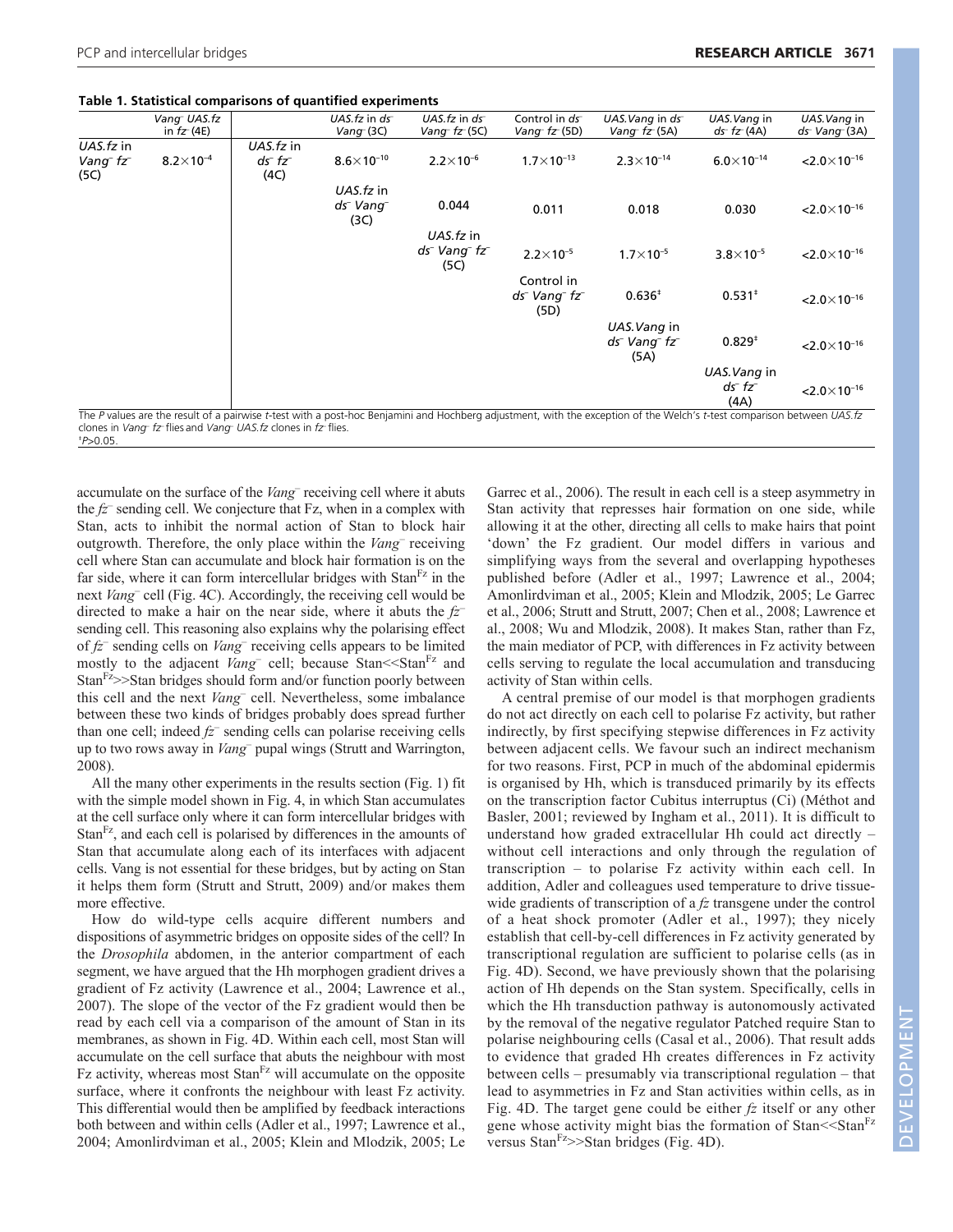**Table 1. Statistical comparisons of quantified experiments**

| | *Vang*$^-$ *UAS.fz* in *fz*$^-$ (4E) | | *UAS.fz* in *ds*$^-$ *Vang*$^-$ (3C) | *UAS.fz* in *ds*$^-$ *Vang*$^-$ *fz*$^-$ (5C) | Control in *ds*$^-$ *Vang*$^-$ *fz*$^-$ (5D) | *UAS.Vang* in *ds*$^-$ *Vang*$^-$ *fz*$^-$ (5A) | *UAS.Vang* in *ds*$^-$ *fz*$^-$ (4A) | *UAS.Vang* in *ds*$^-$ *Vang*$^-$ (3A) |
|---|---|---|---|---|---|---|---|---|
| *UAS.fz* in *Vang*$^-$ *fz*$^-$ (5C) | $8.2\times10^{-4}$ | *UAS.fz* in *ds*$^-$ *fz*$^-$ (4C) | $8.6\times10^{-10}$ | $2.2\times10^{-6}$ | $1.7\times10^{-13}$ | $2.3\times10^{-14}$ | $6.0\times10^{-14}$ | $<2.0\times10^{-16}$ |
| | | | *UAS.fz* in *ds*$^-$ *Vang*$^-$ (3C) | 0.044 | 0.011 | 0.018 | 0.030 | $<2.0\times10^{-16}$ |
| | | | | *UAS.fz* in *ds*$^-$ *Vang*$^-$ *fz*$^-$ (5C) | $2.2\times10^{-5}$ | $1.7\times10^{-5}$ | $3.8\times10^{-5}$ | $<2.0\times10^{-16}$ |
| | | | | | Control in *ds*$^-$ *Vang*$^-$ *fz*$^-$ (5D) | 0.636‡ | 0.531‡ | $<2.0\times10^{-16}$ |
| | | | | | | *UAS.Vang* in *ds*$^-$ *Vang*$^-$ *fz*$^-$ (5A) | 0.829‡ | $<2.0\times10^{-16}$ |
| | | | | | | | *UAS.Vang* in *ds*$^-$ *fz*$^-$ (4A) | $<2.0\times10^{-16}$ |

The *P* values are the result of a pairwise *t*-test with a post-hoc Benjamini and Hochberg adjustment, with the exception of the Welch's *t*-test comparison between *UAS.fz* clones in *Vang*$^-$ *fz*$^-$ flies and *Vang*$^-$ *UAS.fz* clones in *fz*$^-$ flies.
‡$P>0.05$.

accumulate on the surface of the *Vang*$^-$ receiving cell where it abuts the *fz*$^-$ sending cell. We conjecture that Fz, when in a complex with Stan, acts to inhibit the normal action of Stan to block hair outgrowth. Therefore, the only place within the *Vang*$^-$ receiving cell where Stan can accumulate and block hair formation is on the far side, where it can form intercellular bridges with $\text{Stan}^{\text{Fz}}$ in the next *Vang*$^-$ cell (Fig. 4C). Accordingly, the receiving cell would be directed to make a hair on the near side, where it abuts the *fz*$^-$ sending cell. This reasoning also explains why the polarising effect of *fz*$^-$ sending cells on *Vang*$^-$ receiving cells appears to be limited mostly to the adjacent *Vang*$^-$ cell; because $\text{Stan}{<<}\text{Stan}^{\text{Fz}}$ and $\text{Stan}^{\text{Fz}}{>>}\text{Stan}$ bridges should form and/or function poorly between this cell and the next *Vang*$^-$ cell. Nevertheless, some imbalance between these two kinds of bridges probably does spread further than one cell; indeed *fz*$^-$ sending cells can polarise receiving cells up to two rows away in *Vang*$^-$ pupal wings (Strutt and Warrington, 2008).

All the many other experiments in the results section (Fig. 1) fit with the simple model shown in Fig. 4, in which Stan accumulates at the cell surface only where it can form intercellular bridges with $\text{Stan}^{\text{Fz}}$, and each cell is polarised by differences in the amounts of Stan that accumulate along each of its interfaces with adjacent cells. Vang is not essential for these bridges, but by acting on Stan it helps them form (Strutt and Strutt, 2009) and/or makes them more effective.

How do wild-type cells acquire different numbers and dispositions of asymmetric bridges on opposite sides of the cell? In the *Drosophila* abdomen, in the anterior compartment of each segment, we have argued that the Hh morphogen gradient drives a gradient of Fz activity (Lawrence et al., 2004; Lawrence et al., 2007). The slope of the vector of the Fz gradient would then be read by each cell via a comparison of the amount of Stan in its membranes, as shown in Fig. 4D. Within each cell, most Stan will accumulate on the cell surface that abuts the neighbour with most Fz activity, whereas most $\text{Stan}^{\text{Fz}}$ will accumulate on the opposite surface, where it confronts the neighbour with least Fz activity. This differential would then be amplified by feedback interactions both between and within cells (Adler et al., 1997; Lawrence et al., 2004; Amonlirdviman et al., 2005; Klein and Mlodzik, 2005; Le Garrec et al., 2006). The result in each cell is a steep asymmetry in Stan activity that represses hair formation on one side, while allowing it at the other, directing all cells to make hairs that point 'down' the Fz gradient. Our model differs in various and simplifying ways from the several and overlapping hypotheses published before (Adler et al., 1997; Lawrence et al., 2004; Amonlirdviman et al., 2005; Klein and Mlodzik, 2005; Le Garrec et al., 2006; Strutt and Strutt, 2007; Chen et al., 2008; Lawrence et al., 2008; Wu and Mlodzik, 2008). It makes Stan, rather than Fz, the main mediator of PCP, with differences in Fz activity between cells serving to regulate the local accumulation and transducing activity of Stan within cells.

A central premise of our model is that morphogen gradients do not act directly on each cell to polarise Fz activity, but rather indirectly, by first specifying stepwise differences in Fz activity between adjacent cells. We favour such an indirect mechanism for two reasons. First, PCP in much of the abdominal epidermis is organised by Hh, which is transduced primarily by its effects on the transcription factor Cubitus interruptus (Ci) (Méthot and Basler, 2001; reviewed by Ingham et al., 2011). It is difficult to understand how graded extracellular Hh could act directly – without cell interactions and only through the regulation of transcription – to polarise Fz activity within each cell. In addition, Adler and colleagues used temperature to drive tissue-wide gradients of transcription of a *fz* transgene under the control of a heat shock promoter (Adler et al., 1997); they nicely establish that cell-by-cell differences in Fz activity generated by transcriptional regulation are sufficient to polarise cells (as in Fig. 4D). Second, we have previously shown that the polarising action of Hh depends on the Stan system. Specifically, cells in which the Hh transduction pathway is autonomously activated by the removal of the negative regulator Patched require Stan to polarise neighbouring cells (Casal et al., 2006). That result adds to evidence that graded Hh creates differences in Fz activity between cells – presumably via transcriptional regulation – that lead to asymmetries in Fz and Stan activities within cells, as in Fig. 4D. The target gene could be either *fz* itself or any other gene whose activity might bias the formation of $\text{Stan}{<<}\text{Stan}^{\text{Fz}}$ versus $\text{Stan}^{\text{Fz}}{>>}\text{Stan}$ bridges (Fig. 4D).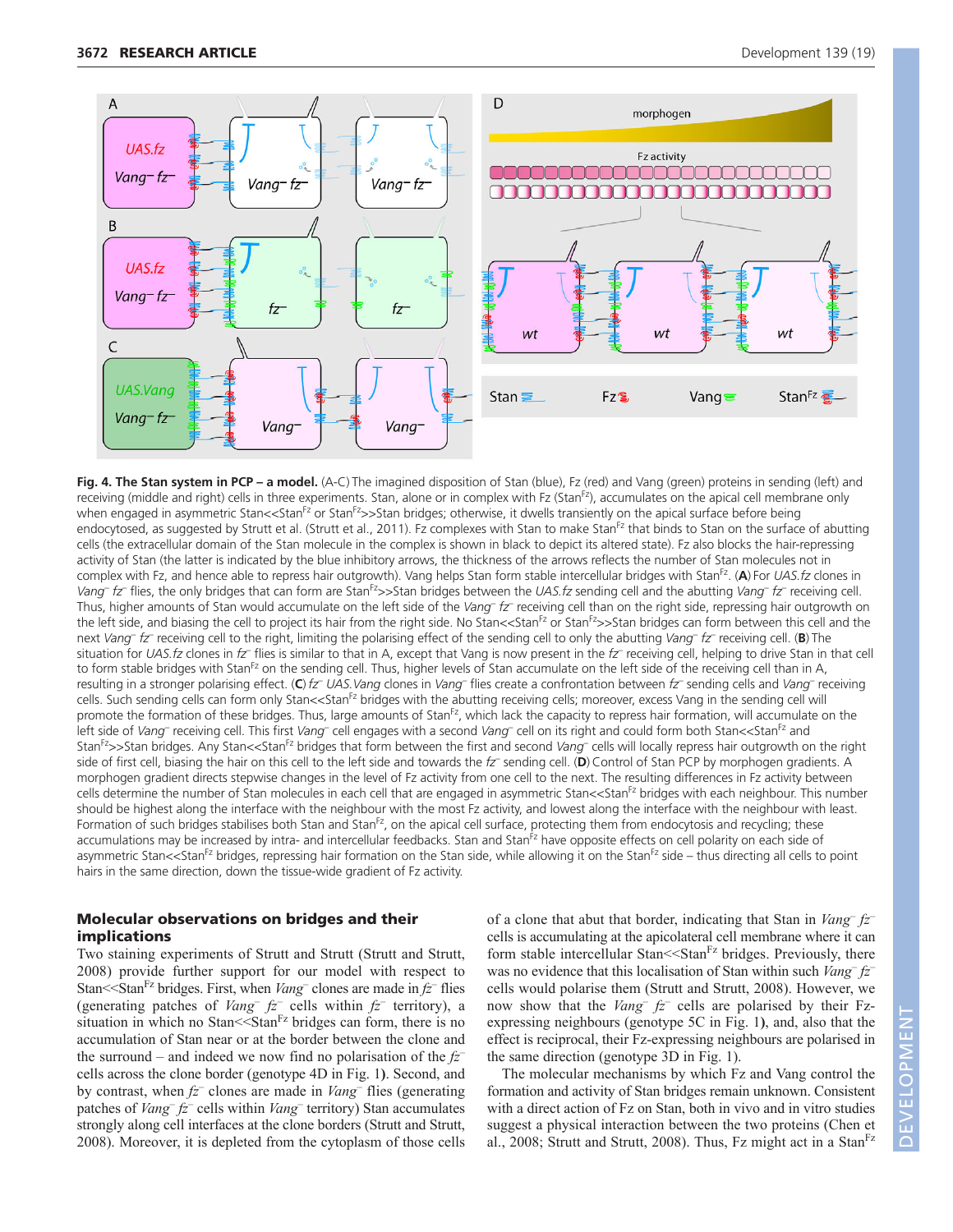**Fig. 4. The Stan system in PCP – a model.** (A-C) The imagined disposition of Stan (blue), Fz (red) and Vang (green) proteins in sending (left) and receiving (middle and right) cells in three experiments. Stan, alone or in complex with Fz ($Stan^{Fz}$), accumulates on the apical cell membrane only when engaged in asymmetric Stan<<$Stan^{Fz}$ or $Stan^{Fz}$>>Stan bridges; otherwise, it dwells transiently on the apical surface before being endocytosed, as suggested by Strutt et al. (Strutt et al., 2011). Fz complexes with Stan to make $Stan^{Fz}$ that binds to Stan on the surface of abutting cells (the extracellular domain of the Stan molecule in the complex is shown in black to depict its altered state). Fz also blocks the hair-repressing activity of Stan (the latter is indicated by the blue inhibitory arrows, the thickness of the arrows reflects the number of Stan molecules not in complex with Fz, and hence able to repress hair outgrowth). Vang helps Stan form stable intercellular bridges with $Stan^{Fz}$. (**A**) For *UAS.fz* clones in *Vang⁻ fz⁻* flies, the only bridges that can form are $Stan^{Fz}$>>Stan bridges between the *UAS.fz* sending cell and the abutting *Vang⁻ fz⁻* receiving cell. Thus, higher amounts of Stan would accumulate on the left side of the *Vang⁻ fz⁻* receiving cell than on the right side, repressing hair outgrowth on the left side, and biasing the cell to project its hair from the right side. No Stan<<$Stan^{Fz}$ or $Stan^{Fz}$>>Stan bridges can form between this cell and the next *Vang⁻ fz⁻* receiving cell to the right, limiting the polarising effect of the sending cell to only the abutting *Vang⁻ fz⁻* receiving cell. (**B**) The situation for *UAS.fz* clones in *fz⁻* flies is similar to that in A, except that Vang is now present in the *fz⁻* receiving cell, helping to drive Stan in that cell to form stable bridges with $Stan^{Fz}$ on the sending cell. Thus, higher levels of Stan accumulate on the left side of the receiving cell than in A, resulting in a stronger polarising effect. (**C**) *fz⁻ UAS.Vang* clones in *Vang⁻* flies create a confrontation between *fz⁻* sending cells and *Vang⁻* receiving cells. Such sending cells can form only Stan<<$Stan^{Fz}$ bridges with the abutting receiving cells; moreover, excess Vang in the sending cell will promote the formation of these bridges. Thus, large amounts of $Stan^{Fz}$, which lack the capacity to repress hair formation, will accumulate on the left side of *Vang⁻* receiving cell. This first *Vang⁻* cell engages with a second *Vang⁻* cell on its right and could form both Stan<<$Stan^{Fz}$ and $Stan^{Fz}$>>Stan bridges. Any Stan<<$Stan^{Fz}$ bridges that form between the first and second *Vang⁻* cells will locally repress hair outgrowth on the right side of first cell, biasing the hair on this cell to the left side and towards the *fz⁻* sending cell. (**D**) Control of Stan PCP by morphogen gradients. A morphogen gradient directs stepwise changes in the level of Fz activity from one cell to the next. The resulting differences in Fz activity between cells determine the number of Stan molecules in each cell that are engaged in asymmetric Stan<<$Stan^{Fz}$ bridges with each neighbour. This number should be highest along the interface with the neighbour with the most Fz activity, and lowest along the interface with the neighbour with least. Formation of such bridges stabilises both Stan and $Stan^{Fz}$, on the apical cell surface, protecting them from endocytosis and recycling; these accumulations may be increased by intra- and intercellular feedbacks. Stan and $Stan^{Fz}$ have opposite effects on cell polarity on each side of asymmetric Stan<<$Stan^{Fz}$ bridges, repressing hair formation on the Stan side, while allowing it on the $Stan^{Fz}$ side – thus directing all cells to point hairs in the same direction, down the tissue-wide gradient of Fz activity.

## Molecular observations on bridges and their implications

Two staining experiments of Strutt and Strutt (Strutt and Strutt, 2008) provide further support for our model with respect to Stan<<$Stan^{Fz}$ bridges. First, when *Vang⁻* clones are made in *fz⁻* flies (generating patches of *Vang⁻ fz⁻* cells within *fz⁻* territory), a situation in which no Stan<<$Stan^{Fz}$ bridges can form, there is no accumulation of Stan near or at the border between the clone and the surround – and indeed we now find no polarisation of the *fz⁻* cells across the clone border (genotype 4D in Fig. 1). Second, and by contrast, when *fz⁻* clones are made in *Vang⁻* flies (generating patches of *Vang⁻ fz⁻* cells within *Vang⁻* territory) Stan accumulates strongly along cell interfaces at the clone borders (Strutt and Strutt, 2008). Moreover, it is depleted from the cytoplasm of those cells of a clone that abut that border, indicating that Stan in *Vang⁻ fz⁻* cells is accumulating at the apicolateral cell membrane where it can form stable intercellular Stan<<$Stan^{Fz}$ bridges. Previously, there was no evidence that this localisation of Stan within such *Vang⁻ fz⁻* cells would polarise them (Strutt and Strutt, 2008). However, we now show that the *Vang⁻ fz⁻* cells are polarised by their Fz-expressing neighbours (genotype 5C in Fig. 1), and, also that the effect is reciprocal, their Fz-expressing neighbours are polarised in the same direction (genotype 3D in Fig. 1).

The molecular mechanisms by which Fz and Vang control the formation and activity of Stan bridges remain unknown. Consistent with a direct action of Fz on Stan, both in vivo and in vitro studies suggest a physical interaction between the two proteins (Chen et al., 2008; Strutt and Strutt, 2008). Thus, Fz might act in a $Stan^{Fz}$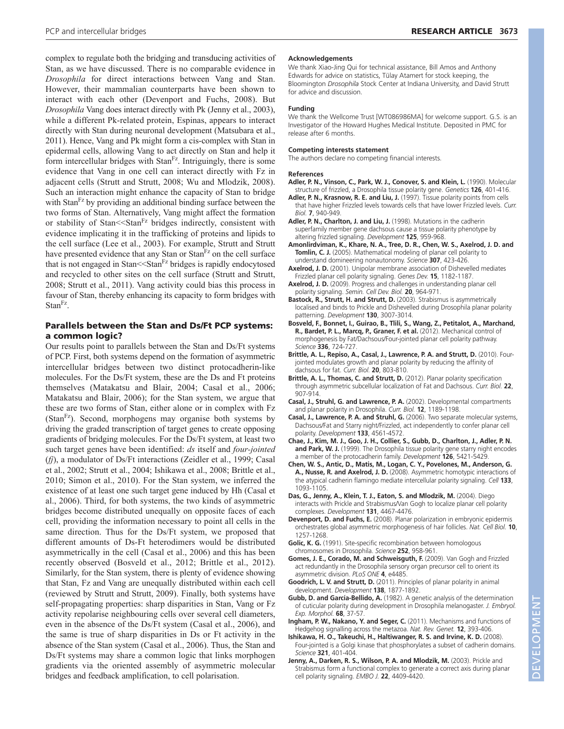complex to regulate both the bridging and transducing activities of Stan, as we have discussed. There is no comparable evidence in *Drosophila* for direct interactions between Vang and Stan. However, their mammalian counterparts have been shown to interact with each other (Devenport and Fuchs, 2008). But *Drosophila* Vang does interact directly with Pk (Jenny et al., 2003), while a different Pk-related protein, Espinas, appears to interact directly with Stan during neuronal development (Matsubara et al., 2011). Hence, Vang and Pk might form a cis-complex with Stan in epidermal cells, allowing Vang to act directly on Stan and help it form intercellular bridges with $Stan^{Fz}$. Intriguingly, there is some evidence that Vang in one cell can interact directly with Fz in adjacent cells (Strutt and Strutt, 2008; Wu and Mlodzik, 2008). Such an interaction might enhance the capacity of Stan to bridge with $Stan^{Fz}$ by providing an additional binding surface between the two forms of Stan. Alternatively, Vang might affect the formation or stability of Stan<<$Stan^{Fz}$ bridges indirectly, consistent with evidence implicating it in the trafficking of proteins and lipids to the cell surface (Lee et al., 2003). For example, Strutt and Strutt have presented evidence that any Stan or $Stan^{Fz}$ on the cell surface that is not engaged in Stan<<$Stan^{Fz}$ bridges is rapidly endocytosed and recycled to other sites on the cell surface (Strutt and Strutt, 2008; Strutt et al., 2011). Vang activity could bias this process in favour of Stan, thereby enhancing its capacity to form bridges with $Stan^{Fz}$.

## Parallels between the Stan and Ds/Ft PCP systems: a common logic?

Our results point to parallels between the Stan and Ds/Ft systems of PCP. First, both systems depend on the formation of asymmetric intercellular bridges between two distinct protocadherin-like molecules. For the Ds/Ft system, these are the Ds and Ft proteins themselves (Matakatsu and Blair, 2004; Casal et al., 2006; Matakatsu and Blair, 2006); for the Stan system, we argue that these are two forms of Stan, either alone or in complex with Fz ($Stan^{Fz}$). Second, morphogens may organise both systems by driving the graded transcription of target genes to create opposing gradients of bridging molecules. For the Ds/Ft system, at least two such target genes have been identified: *ds* itself and *four-jointed* (*fj*), a modulator of Ds/Ft interactions (Zeidler et al., 1999; Casal et al., 2002; Strutt et al., 2004; Ishikawa et al., 2008; Brittle et al., 2010; Simon et al., 2010). For the Stan system, we inferred the existence of at least one such target gene induced by Hh (Casal et al., 2006). Third, for both systems, the two kinds of asymmetric bridges become distributed unequally on opposite faces of each cell, providing the information necessary to point all cells in the same direction. Thus for the Ds/Ft system, we proposed that different amounts of Ds-Ft heterodimers would be distributed asymmetrically in the cell (Casal et al., 2006) and this has been recently observed (Bosveld et al., 2012; Brittle et al., 2012). Similarly, for the Stan system, there is plenty of evidence showing that Stan, Fz and Vang are unequally distributed within each cell (reviewed by Strutt and Strutt, 2009). Finally, both systems have self-propagating properties: sharp disparities in Stan, Vang or Fz activity repolarise neighbouring cells over several cell diameters, even in the absence of the Ds/Ft system (Casal et al., 2006), and the same is true of sharp disparities in Ds or Ft activity in the absence of the Stan system (Casal et al., 2006). Thus, the Stan and Ds/Ft systems may share a common logic that links morphogen gradients via the oriented assembly of asymmetric molecular bridges and feedback amplification, to cell polarisation.

#### Acknowledgements

We thank Xiao-Jing Qui for technical assistance, Bill Amos and Anthony Edwards for advice on statistics, Tülay Atamert for stock keeping, the Bloomington *Drosophila* Stock Center at Indiana University, and David Strutt for advice and discussion.

#### Funding

We thank the Wellcome Trust [WT086986MA] for welcome support. G.S. is an Investigator of the Howard Hughes Medical Institute. Deposited in PMC for release after 6 months.

#### Competing interests statement

The authors declare no competing financial interests.

#### References

**Adler, P. N., Vinson, C., Park, W. J., Conover, S. and Klein, L.** (1990). Molecular structure of frizzled, a Drosophila tissue polarity gene. *Genetics* **126**, 401-416.

**Adler, P. N., Krasnow, R. E. and Liu, J.** (1997). Tissue polarity points from cells that have higher Frizzled levels towards cells that have lower Frizzled levels. *Curr. Biol.* **7**, 940-949.

**Adler, P. N., Charlton, J. and Liu, J.** (1998). Mutations in the cadherin superfamily member gene dachsous cause a tissue polarity phenotype by altering frizzled signaling. *Development* **125**, 959-968.

**Amonlirdviman, K., Khare, N. A., Tree, D. R., Chen, W. S., Axelrod, J. D. and Tomlin, C. J.** (2005). Mathematical modeling of planar cell polarity to understand domineering nonautonomy. *Science* **307**, 423-426.

**Axelrod, J. D.** (2001). Unipolar membrane association of Dishevelled mediates Frizzled planar cell polarity signaling. *Genes Dev.* **15**, 1182-1187.

**Axelrod, J. D.** (2009). Progress and challenges in understanding planar cell polarity signaling. *Semin. Cell Dev. Biol.* **20**, 964-971.

**Bastock, R., Strutt, H. and Strutt, D.** (2003). Strabismus is asymmetrically localised and binds to Prickle and Dishevelled during Drosophila planar polarity patterning. *Development* **130**, 3007-3014.

**Bosveld, F., Bonnet, I., Guirao, B., Tlili, S., Wang, Z., Petitalot, A., Marchand, R., Bardet, P. L., Marcq, P., Graner, F. et al.** (2012). Mechanical control of morphogenesis by Fat/Dachsous/Four-jointed planar cell polarity pathway. *Science* **336**, 724-727.

**Brittle, A. L., Repiso, A., Casal, J., Lawrence, P. A. and Strutt, D.** (2010). Four-jointed modulates growth and planar polarity by reducing the affinity of dachsous for fat. *Curr. Biol.* **20**, 803-810.

**Brittle, A. L., Thomas, C. and Strutt, D.** (2012). Planar polarity specification through asymmetric subcellular localization of Fat and Dachsous. *Curr. Biol.* **22**, 907-914.

**Casal, J., Struhl, G. and Lawrence, P. A.** (2002). Developmental compartments and planar polarity in Drosophila. *Curr. Biol.* **12**, 1189-1198.

**Casal, J., Lawrence, P. A. and Struhl, G.** (2006). Two separate molecular systems, Dachsous/Fat and Starry night/Frizzled, act independently to confer planar cell polarity. *Development* **133**, 4561-4572.

**Chae, J., Kim, M. J., Goo, J. H., Collier, S., Gubb, D., Charlton, J., Adler, P. N. and Park, W. J.** (1999). The Drosophila tissue polarity gene starry night encodes a member of the protocadherin family. *Development* **126**, 5421-5429.

**Chen, W. S., Antic, D., Matis, M., Logan, C. Y., Povelones, M., Anderson, G. A., Nusse, R. and Axelrod, J. D.** (2008). Asymmetric homotypic interactions of the atypical cadherin flamingo mediate intercellular polarity signaling. *Cell* **133**, 1093-1105.

**Das, G., Jenny, A., Klein, T. J., Eaton, S. and Mlodzik, M.** (2004). Diego interacts with Prickle and Strabismus/Van Gogh to localize planar cell polarity complexes. *Development* **131**, 4467-4476.

**Devenport, D. and Fuchs, E.** (2008). Planar polarization in embryonic epidermis orchestrates global asymmetric morphogenesis of hair follicles. *Nat. Cell Biol.* **10**, 1257-1268.

**Golic, K. G.** (1991). Site-specific recombination between homologous chromosomes in Drosophila. *Science* **252**, 958-961.

**Gomes, J. E., Corado, M. and Schweisguth, F.** (2009). Van Gogh and Frizzled act redundantly in the Drosophila sensory organ precursor cell to orient its asymmetric division. *PLoS ONE* **4**, e4485.

**Goodrich, L. V. and Strutt, D.** (2011). Principles of planar polarity in animal development. *Development* **138**, 1877-1892.

**Gubb, D. and García-Bellido, A.** (1982). A genetic analysis of the determination of cuticular polarity during development in Drosophila melanogaster. *J. Embryol. Exp. Morphol.* **68**, 37-57.

**Ingham, P. W., Nakano, Y. and Seger, C.** (2011). Mechanisms and functions of Hedgehog signalling across the metazoa. *Nat. Rev. Genet.* **12**, 393-406.

**Ishikawa, H. O., Takeuchi, H., Haltiwanger, R. S. and Irvine, K. D.** (2008). Four-jointed is a Golgi kinase that phosphorylates a subset of cadherin domains. *Science* **321**, 401-404.

**Jenny, A., Darken, R. S., Wilson, P. A. and Mlodzik, M.** (2003). Prickle and Strabismus form a functional complex to generate a correct axis during planar cell polarity signaling. *EMBO J.* **22**, 4409-4420.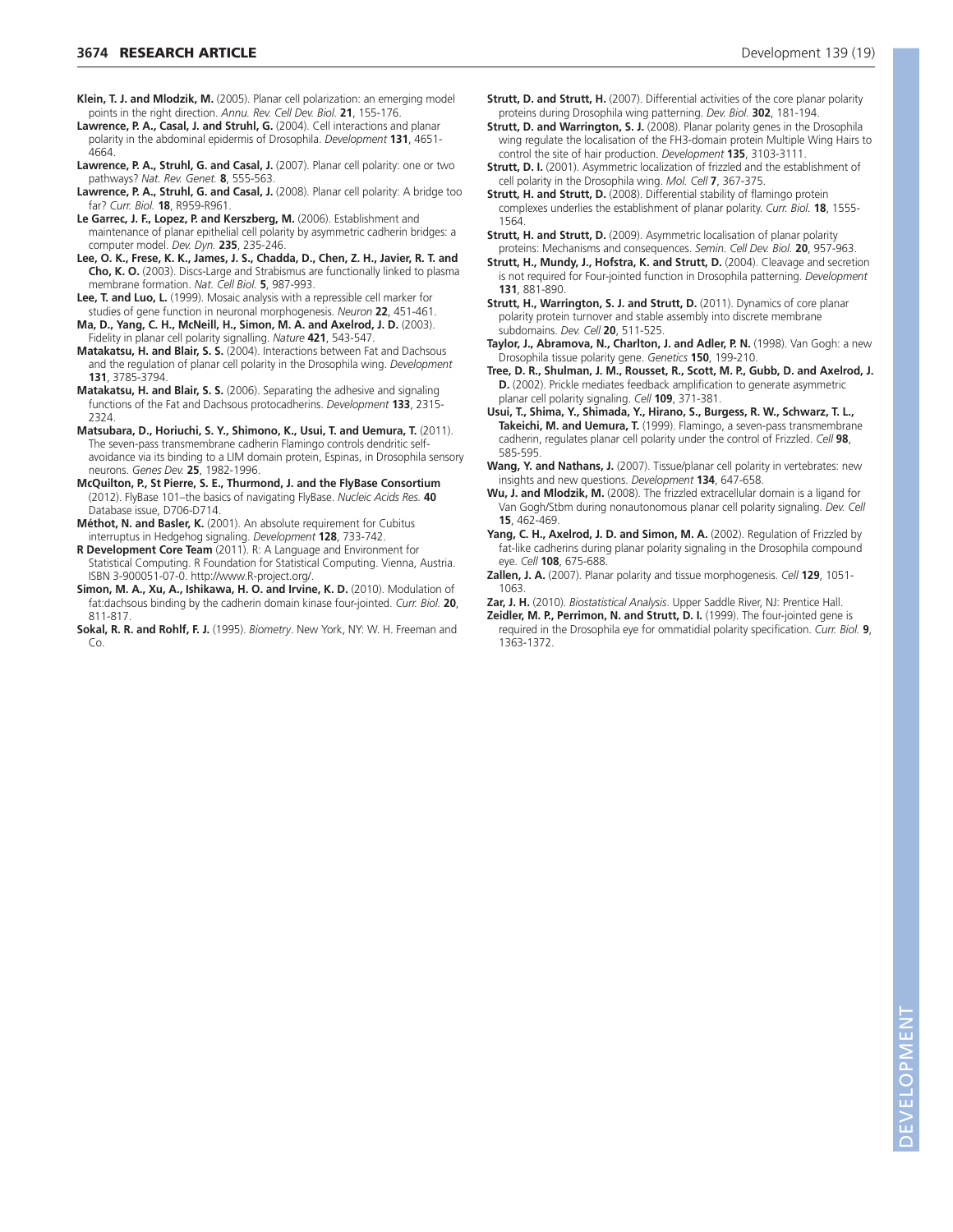**Klein, T. J. and Mlodzik, M.** (2005). Planar cell polarization: an emerging model points in the right direction. *Annu. Rev. Cell Dev. Biol.* **21**, 155-176.

**Lawrence, P. A., Casal, J. and Struhl, G.** (2004). Cell interactions and planar polarity in the abdominal epidermis of Drosophila. *Development* **131**, 4651-4664.

**Lawrence, P. A., Struhl, G. and Casal, J.** (2007). Planar cell polarity: one or two pathways? *Nat. Rev. Genet.* **8**, 555-563.

**Lawrence, P. A., Struhl, G. and Casal, J.** (2008). Planar cell polarity: A bridge too far? *Curr. Biol.* **18**, R959-R961.

**Le Garrec, J. F., Lopez, P. and Kerszberg, M.** (2006). Establishment and maintenance of planar epithelial cell polarity by asymmetric cadherin bridges: a computer model. *Dev. Dyn.* **235**, 235-246.

**Lee, O. K., Frese, K. K., James, J. S., Chadda, D., Chen, Z. H., Javier, R. T. and Cho, K. O.** (2003). Discs-Large and Strabismus are functionally linked to plasma membrane formation. *Nat. Cell Biol.* **5**, 987-993.

**Lee, T. and Luo, L.** (1999). Mosaic analysis with a repressible cell marker for studies of gene function in neuronal morphogenesis. *Neuron* **22**, 451-461.

**Ma, D., Yang, C. H., McNeill, H., Simon, M. A. and Axelrod, J. D.** (2003). Fidelity in planar cell polarity signalling. *Nature* **421**, 543-547.

**Matakatsu, H. and Blair, S. S.** (2004). Interactions between Fat and Dachsous and the regulation of planar cell polarity in the Drosophila wing. *Development* **131**, 3785-3794.

**Matakatsu, H. and Blair, S. S.** (2006). Separating the adhesive and signaling functions of the Fat and Dachsous protocadherins. *Development* **133**, 2315-2324.

**Matsubara, D., Horiuchi, S. Y., Shimono, K., Usui, T. and Uemura, T.** (2011). The seven-pass transmembrane cadherin Flamingo controls dendritic self-avoidance via its binding to a LIM domain protein, Espinas, in Drosophila sensory neurons. *Genes Dev.* **25**, 1982-1996.

**McQuilton, P., St Pierre, S. E., Thurmond, J. and the FlyBase Consortium** (2012). FlyBase 101–the basics of navigating FlyBase. *Nucleic Acids Res.* **40** Database issue, D706-D714.

**Méthot, N. and Basler, K.** (2001). An absolute requirement for Cubitus interruptus in Hedgehog signaling. *Development* **128**, 733-742.

**R Development Core Team** (2011). R: A Language and Environment for Statistical Computing. R Foundation for Statistical Computing. Vienna, Austria. ISBN 3-900051-07-0. http://www.R-project.org/.

**Simon, M. A., Xu, A., Ishikawa, H. O. and Irvine, K. D.** (2010). Modulation of fat:dachsous binding by the cadherin domain kinase four-jointed. *Curr. Biol.* **20**, 811-817.

**Sokal, R. R. and Rohlf, F. J.** (1995). *Biometry*. New York, NY: W. H. Freeman and Co.

**Strutt, D. and Strutt, H.** (2007). Differential activities of the core planar polarity proteins during Drosophila wing patterning. *Dev. Biol.* **302**, 181-194.

**Strutt, D. and Warrington, S. J.** (2008). Planar polarity genes in the Drosophila wing regulate the localisation of the FH3-domain protein Multiple Wing Hairs to control the site of hair production. *Development* **135**, 3103-3111.

**Strutt, D. I.** (2001). Asymmetric localization of frizzled and the establishment of cell polarity in the Drosophila wing. *Mol. Cell* **7**, 367-375.

**Strutt, H. and Strutt, D.** (2008). Differential stability of flamingo protein complexes underlies the establishment of planar polarity. *Curr. Biol.* **18**, 1555-1564.

**Strutt, H. and Strutt, D.** (2009). Asymmetric localisation of planar polarity proteins: Mechanisms and consequences. *Semin. Cell Dev. Biol.* **20**, 957-963.

**Strutt, H., Mundy, J., Hofstra, K. and Strutt, D.** (2004). Cleavage and secretion is not required for Four-jointed function in Drosophila patterning. *Development* **131**, 881-890.

**Strutt, H., Warrington, S. J. and Strutt, D.** (2011). Dynamics of core planar polarity protein turnover and stable assembly into discrete membrane subdomains. *Dev. Cell* **20**, 511-525.

**Taylor, J., Abramova, N., Charlton, J. and Adler, P. N.** (1998). Van Gogh: a new Drosophila tissue polarity gene. *Genetics* **150**, 199-210.

**Tree, D. R., Shulman, J. M., Rousset, R., Scott, M. P., Gubb, D. and Axelrod, J. D.** (2002). Prickle mediates feedback amplification to generate asymmetric planar cell polarity signaling. *Cell* **109**, 371-381.

**Usui, T., Shima, Y., Shimada, Y., Hirano, S., Burgess, R. W., Schwarz, T. L., Takeichi, M. and Uemura, T.** (1999). Flamingo, a seven-pass transmembrane cadherin, regulates planar cell polarity under the control of Frizzled. *Cell* **98**, 585-595.

**Wang, Y. and Nathans, J.** (2007). Tissue/planar cell polarity in vertebrates: new insights and new questions. *Development* **134**, 647-658.

**Wu, J. and Mlodzik, M.** (2008). The frizzled extracellular domain is a ligand for Van Gogh/Stbm during nonautonomous planar cell polarity signaling. *Dev. Cell* **15**, 462-469.

**Yang, C. H., Axelrod, J. D. and Simon, M. A.** (2002). Regulation of Frizzled by fat-like cadherins during planar polarity signaling in the Drosophila compound eye. *Cell* **108**, 675-688.

**Zallen, J. A.** (2007). Planar polarity and tissue morphogenesis. *Cell* **129**, 1051-1063.

**Zar, J. H.** (2010). *Biostatistical Analysis*. Upper Saddle River, NJ: Prentice Hall.

**Zeidler, M. P., Perrimon, N. and Strutt, D. I.** (1999). The four-jointed gene is required in the Drosophila eye for ommatidial polarity specification. *Curr. Biol.* **9**, 1363-1372.